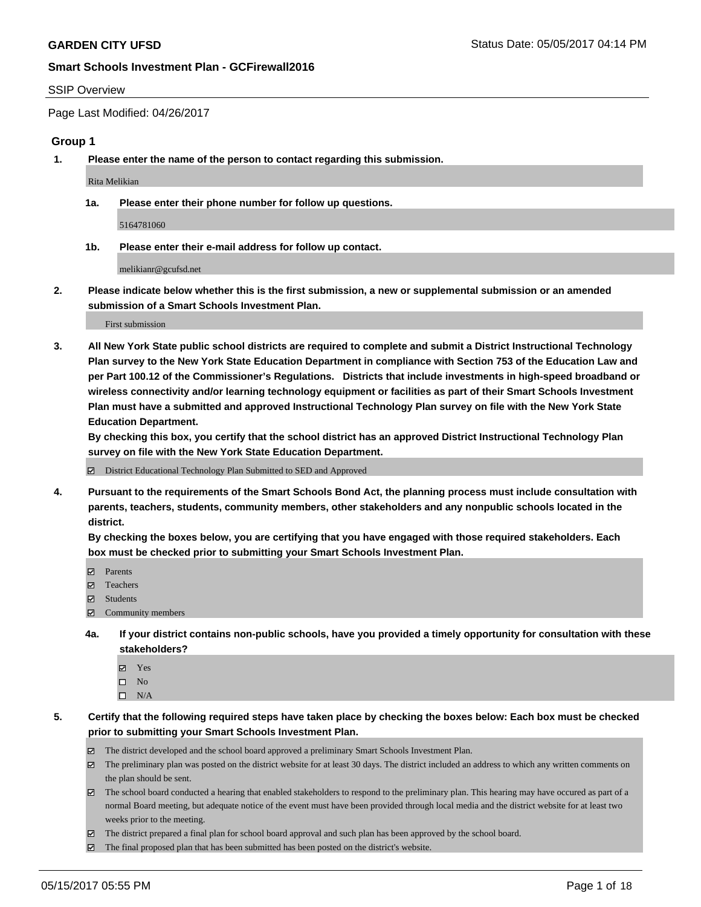# GARDEN CITY UFSD

Status Date: 05/05/2017 04:14 PM

## Smart Schools Investment Plan - GCFirewall2016

SSIP Overview

Page Last Modified: 04/26/2017

### Group 1

**1. Please enter the name of the person to contact regarding this submission.**

Rita Melikian

**1a. Please enter their phone number for follow up questions.**

5164781060

**1b. Please enter their e-mail address for follow up contact.**

melikianr@gcufsd.net

**2. Please indicate below whether this is the first submission, a new or supplemental submission or an amended submission of a Smart Schools Investment Plan.**

First submission

**3. All New York State public school districts are required to complete and submit a District Instructional Technology Plan survey to the New York State Education Department in compliance with Section 753 of the Education Law and per Part 100.12 of the Commissioner's Regulations. Districts that include investments in high-speed broadband or wireless connectivity and/or learning technology equipment or facilities as part of their Smart Schools Investment Plan must have a submitted and approved Instructional Technology Plan survey on file with the New York State Education Department.**
**By checking this box, you certify that the school district has an approved District Instructional Technology Plan survey on file with the New York State Education Department.**

- ☑ District Educational Technology Plan Submitted to SED and Approved

**4. Pursuant to the requirements of the Smart Schools Bond Act, the planning process must include consultation with parents, teachers, students, community members, other stakeholders and any nonpublic schools located in the district.**
**By checking the boxes below, you are certifying that you have engaged with those required stakeholders. Each box must be checked prior to submitting your Smart Schools Investment Plan.**

- ☑ Parents
- ☑ Teachers
- ☑ Students
- ☑ Community members

**4a. If your district contains non-public schools, have you provided a timely opportunity for consultation with these stakeholders?**

- ☑ Yes
- ☐ No
- ☐ N/A

**5. Certify that the following required steps have taken place by checking the boxes below: Each box must be checked prior to submitting your Smart Schools Investment Plan.**

- ☑ The district developed and the school board approved a preliminary Smart Schools Investment Plan.
- ☑ The preliminary plan was posted on the district website for at least 30 days. The district included an address to which any written comments on the plan should be sent.
- ☑ The school board conducted a hearing that enabled stakeholders to respond to the preliminary plan. This hearing may have occured as part of a normal Board meeting, but adequate notice of the event must have been provided through local media and the district website for at least two weeks prior to the meeting.
- ☑ The district prepared a final plan for school board approval and such plan has been approved by the school board.
- ☑ The final proposed plan that has been submitted has been posted on the district's website.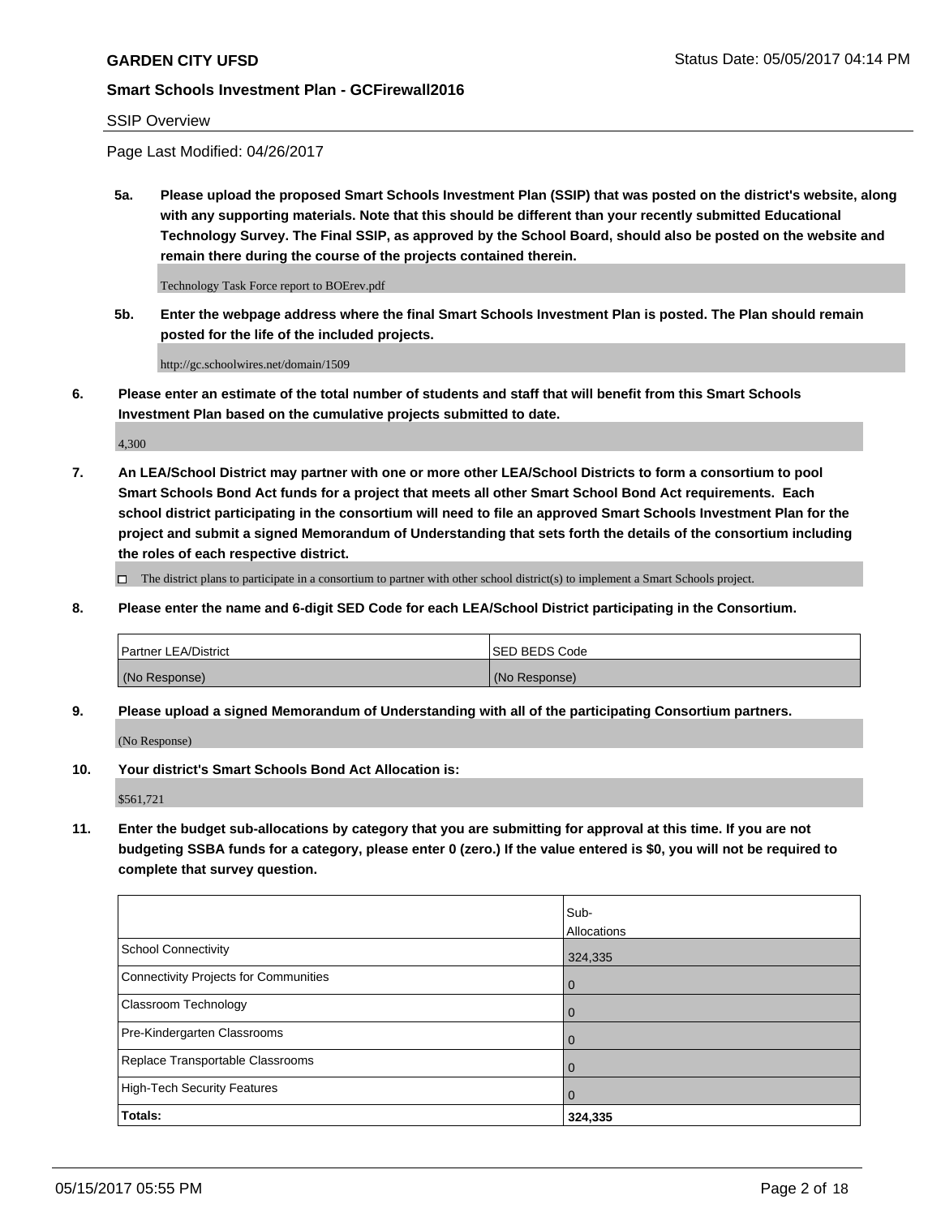**GARDEN CITY UFSD**

**Smart Schools Investment Plan - GCFirewall2016**

SSIP Overview

Page Last Modified: 04/26/2017

**5a. Please upload the proposed Smart Schools Investment Plan (SSIP) that was posted on the district's website, along with any supporting materials. Note that this should be different than your recently submitted Educational Technology Survey. The Final SSIP, as approved by the School Board, should also be posted on the website and remain there during the course of the projects contained therein.**

Technology Task Force report to BOErev.pdf

**5b. Enter the webpage address where the final Smart Schools Investment Plan is posted. The Plan should remain posted for the life of the included projects.**

http://gc.schoolwires.net/domain/1509

**6. Please enter an estimate of the total number of students and staff that will benefit from this Smart Schools Investment Plan based on the cumulative projects submitted to date.**

4,300

**7. An LEA/School District may partner with one or more other LEA/School Districts to form a consortium to pool Smart Schools Bond Act funds for a project that meets all other Smart School Bond Act requirements. Each school district participating in the consortium will need to file an approved Smart Schools Investment Plan for the project and submit a signed Memorandum of Understanding that sets forth the details of the consortium including the roles of each respective district.**

☐ The district plans to participate in a consortium to partner with other school district(s) to implement a Smart Schools project.

**8. Please enter the name and 6-digit SED Code for each LEA/School District participating in the Consortium.**

| Partner LEA/District | SED BEDS Code |
|---|---|
| (No Response) | (No Response) |

**9. Please upload a signed Memorandum of Understanding with all of the participating Consortium partners.**

(No Response)

**10. Your district's Smart Schools Bond Act Allocation is:**

$561,721

**11. Enter the budget sub-allocations by category that you are submitting for approval at this time. If you are not budgeting SSBA funds for a category, please enter 0 (zero.) If the value entered is $0, you will not be required to complete that survey question.**

| | Sub-Allocations |
|---|---|
| School Connectivity | 324,335 |
| Connectivity Projects for Communities | 0 |
| Classroom Technology | 0 |
| Pre-Kindergarten Classrooms | 0 |
| Replace Transportable Classrooms | 0 |
| High-Tech Security Features | 0 |
| **Totals:** | **324,335** |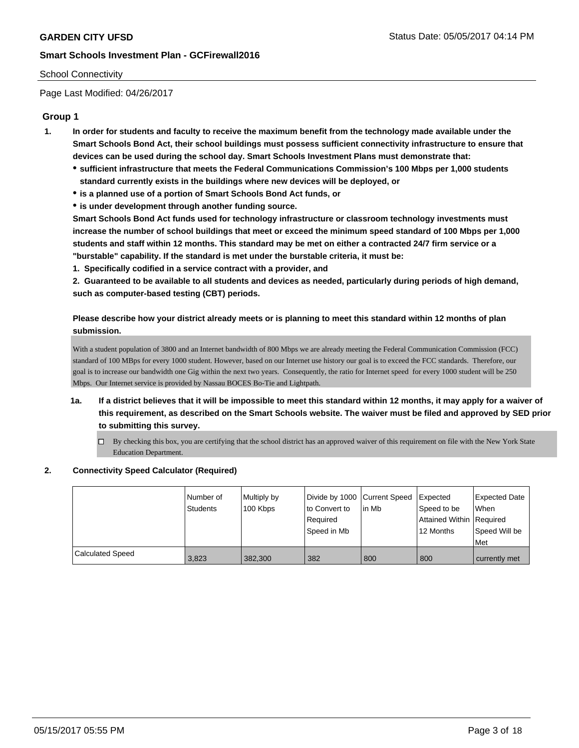School Connectivity

Page Last Modified: 04/26/2017

## Group 1

**1. In order for students and faculty to receive the maximum benefit from the technology made available under the Smart Schools Bond Act, their school buildings must possess sufficient connectivity infrastructure to ensure that devices can be used during the school day. Smart Schools Investment Plans must demonstrate that:**

- **sufficient infrastructure that meets the Federal Communications Commission's 100 Mbps per 1,000 students standard currently exists in the buildings where new devices will be deployed, or**
- **is a planned use of a portion of Smart Schools Bond Act funds, or**
- **is under development through another funding source.**

**Smart Schools Bond Act funds used for technology infrastructure or classroom technology investments must increase the number of school buildings that meet or exceed the minimum speed standard of 100 Mbps per 1,000 students and staff within 12 months. This standard may be met on either a contracted 24/7 firm service or a "burstable" capability. If the standard is met under the burstable criteria, it must be:**

**1. Specifically codified in a service contract with a provider, and**

**2. Guaranteed to be available to all students and devices as needed, particularly during periods of high demand, such as computer-based testing (CBT) periods.**

**Please describe how your district already meets or is planning to meet this standard within 12 months of plan submission.**

With a student population of 3800 and an Internet bandwidth of 800 Mbps we are already meeting the Federal Communication Commission (FCC) standard of 100 MBps for every 1000 student. However, based on our Internet use history our goal is to exceed the FCC standards. Therefore, our goal is to increase our bandwidth one Gig within the next two years. Consequently, the ratio for Internet speed for every 1000 student will be 250 Mbps. Our Internet service is provided by Nassau BOCES Bo-Tie and Lightpath.

**1a. If a district believes that it will be impossible to meet this standard within 12 months, it may apply for a waiver of this requirement, as described on the Smart Schools website. The waiver must be filed and approved by SED prior to submitting this survey.**

☐ By checking this box, you are certifying that the school district has an approved waiver of this requirement on file with the New York State Education Department.

**2. Connectivity Speed Calculator (Required)**

| | Number of Students | Multiply by 100 Kbps | Divide by 1000 to Convert to Required Speed in Mb | Current Speed in Mb | Expected Speed to be Attained Within 12 Months | Expected Date When Required Speed Will be Met |
|---|---|---|---|---|---|---|
| Calculated Speed | 3,823 | 382,300 | 382 | 800 | 800 | currently met |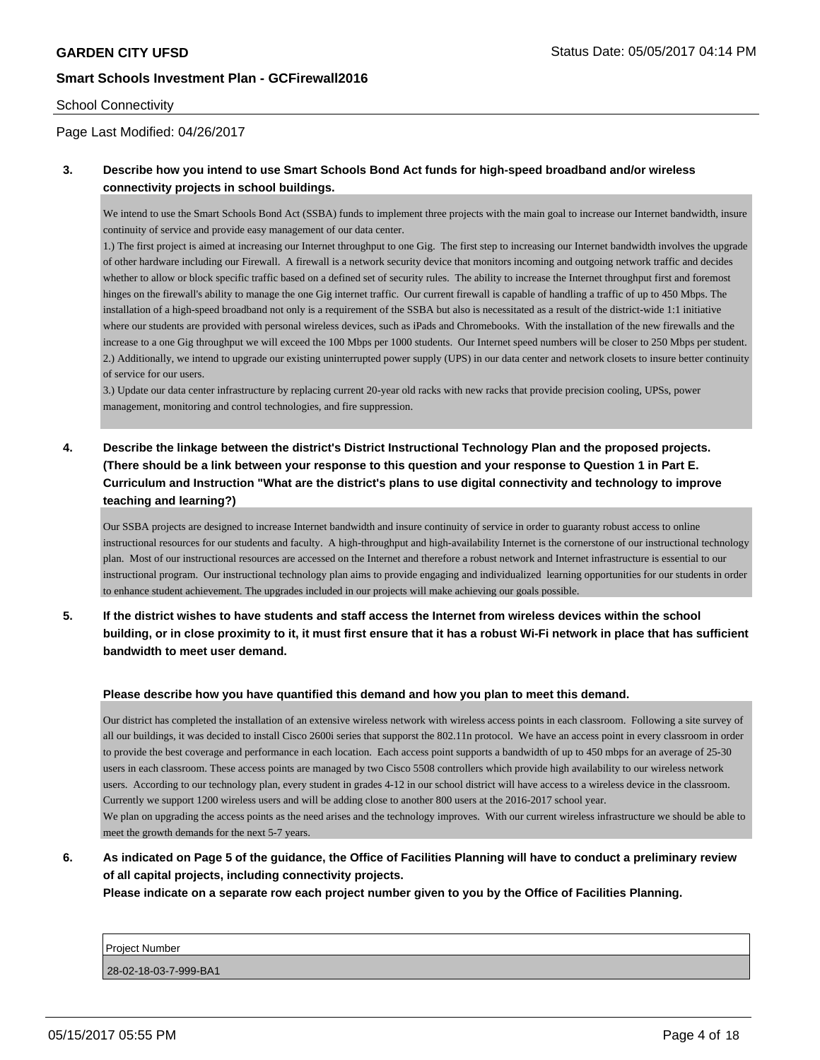School Connectivity

Page Last Modified: 04/26/2017

**3. Describe how you intend to use Smart Schools Bond Act funds for high-speed broadband and/or wireless connectivity projects in school buildings.**

We intend to use the Smart Schools Bond Act (SSBA) funds to implement three projects with the main goal to increase our Internet bandwidth, insure continuity of service and provide easy management of our data center.

1.) The first project is aimed at increasing our Internet throughput to one Gig. The first step to increasing our Internet bandwidth involves the upgrade of other hardware including our Firewall. A firewall is a network security device that monitors incoming and outgoing network traffic and decides whether to allow or block specific traffic based on a defined set of security rules. The ability to increase the Internet throughput first and foremost hinges on the firewall's ability to manage the one Gig internet traffic. Our current firewall is capable of handling a traffic of up to 450 Mbps. The installation of a high-speed broadband not only is a requirement of the SSBA but also is necessitated as a result of the district-wide 1:1 initiative where our students are provided with personal wireless devices, such as iPads and Chromebooks. With the installation of the new firewalls and the increase to a one Gig throughput we will exceed the 100 Mbps per 1000 students. Our Internet speed numbers will be closer to 250 Mbps per student.

2.) Additionally, we intend to upgrade our existing uninterrupted power supply (UPS) in our data center and network closets to insure better continuity of service for our users.

3.) Update our data center infrastructure by replacing current 20-year old racks with new racks that provide precision cooling, UPSs, power management, monitoring and control technologies, and fire suppression.

**4. Describe the linkage between the district's District Instructional Technology Plan and the proposed projects. (There should be a link between your response to this question and your response to Question 1 in Part E. Curriculum and Instruction "What are the district's plans to use digital connectivity and technology to improve teaching and learning?)**

Our SSBA projects are designed to increase Internet bandwidth and insure continuity of service in order to guaranty robust access to online instructional resources for our students and faculty. A high-throughput and high-availability Internet is the cornerstone of our instructional technology plan. Most of our instructional resources are accessed on the Internet and therefore a robust network and Internet infrastructure is essential to our instructional program. Our instructional technology plan aims to provide engaging and individualized learning opportunities for our students in order to enhance student achievement. The upgrades included in our projects will make achieving our goals possible.

**5. If the district wishes to have students and staff access the Internet from wireless devices within the school building, or in close proximity to it, it must first ensure that it has a robust Wi-Fi network in place that has sufficient bandwidth to meet user demand.**

**Please describe how you have quantified this demand and how you plan to meet this demand.**

Our district has completed the installation of an extensive wireless network with wireless access points in each classroom. Following a site survey of all our buildings, it was decided to install Cisco 2600i series that supporst the 802.11n protocol. We have an access point in every classroom in order to provide the best coverage and performance in each location. Each access point supports a bandwidth of up to 450 mbps for an average of 25-30 users in each classroom. These access points are managed by two Cisco 5508 controllers which provide high availability to our wireless network users. According to our technology plan, every student in grades 4-12 in our school district will have access to a wireless device in the classroom. Currently we support 1200 wireless users and will be adding close to another 800 users at the 2016-2017 school year.

We plan on upgrading the access points as the need arises and the technology improves. With our current wireless infrastructure we should be able to meet the growth demands for the next 5-7 years.

**6. As indicated on Page 5 of the guidance, the Office of Facilities Planning will have to conduct a preliminary review of all capital projects, including connectivity projects.**

**Please indicate on a separate row each project number given to you by the Office of Facilities Planning.**

| Project Number |
|---|
| 28-02-18-03-7-999-BA1 |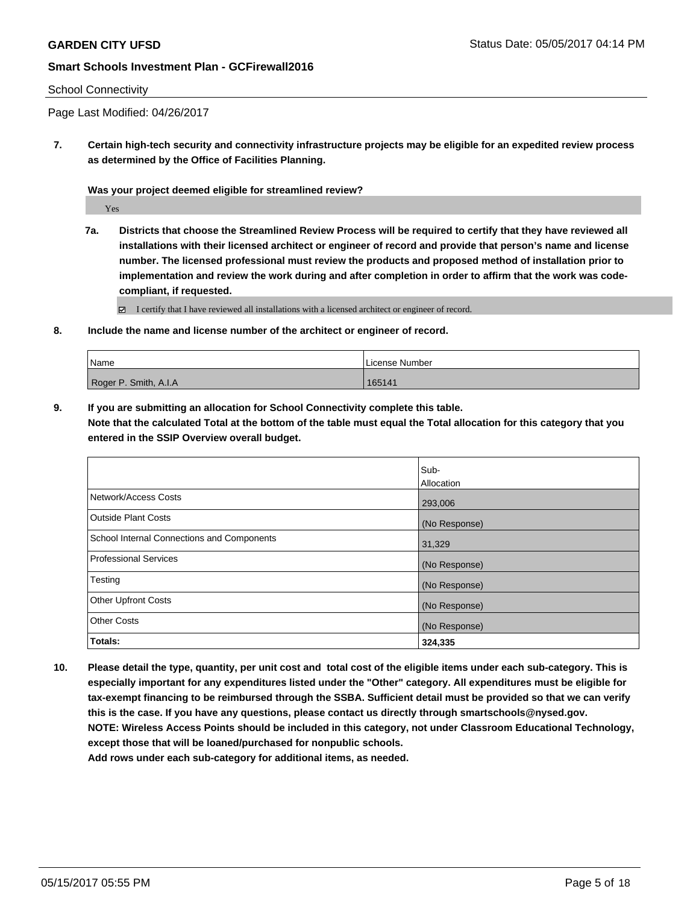**GARDEN CITY UFSD**

**Smart Schools Investment Plan - GCFirewall2016**

School Connectivity

Page Last Modified: 04/26/2017

**7. Certain high-tech security and connectivity infrastructure projects may be eligible for an expedited review process as determined by the Office of Facilities Planning.**

**Was your project deemed eligible for streamlined review?**

Yes

**7a. Districts that choose the Streamlined Review Process will be required to certify that they have reviewed all installations with their licensed architect or engineer of record and provide that person's name and license number. The licensed professional must review the products and proposed method of installation prior to implementation and review the work during and after completion in order to affirm that the work was code-compliant, if requested.**

☑ I certify that I have reviewed all installations with a licensed architect or engineer of record.

**8. Include the name and license number of the architect or engineer of record.**

| Name | License Number |
|---|---|
| Roger P. Smith, A.I.A | 165141 |

**9. If you are submitting an allocation for School Connectivity complete this table. Note that the calculated Total at the bottom of the table must equal the Total allocation for this category that you entered in the SSIP Overview overall budget.**

| | Sub-Allocation |
|---|---|
| Network/Access Costs | 293,006 |
| Outside Plant Costs | (No Response) |
| School Internal Connections and Components | 31,329 |
| Professional Services | (No Response) |
| Testing | (No Response) |
| Other Upfront Costs | (No Response) |
| Other Costs | (No Response) |
| **Totals:** | **324,335** |

**10. Please detail the type, quantity, per unit cost and total cost of the eligible items under each sub-category. This is especially important for any expenditures listed under the "Other" category. All expenditures must be eligible for tax-exempt financing to be reimbursed through the SSBA. Sufficient detail must be provided so that we can verify this is the case. If you have any questions, please contact us directly through smartschools@nysed.gov. NOTE: Wireless Access Points should be included in this category, not under Classroom Educational Technology, except those that will be loaned/purchased for nonpublic schools. Add rows under each sub-category for additional items, as needed.**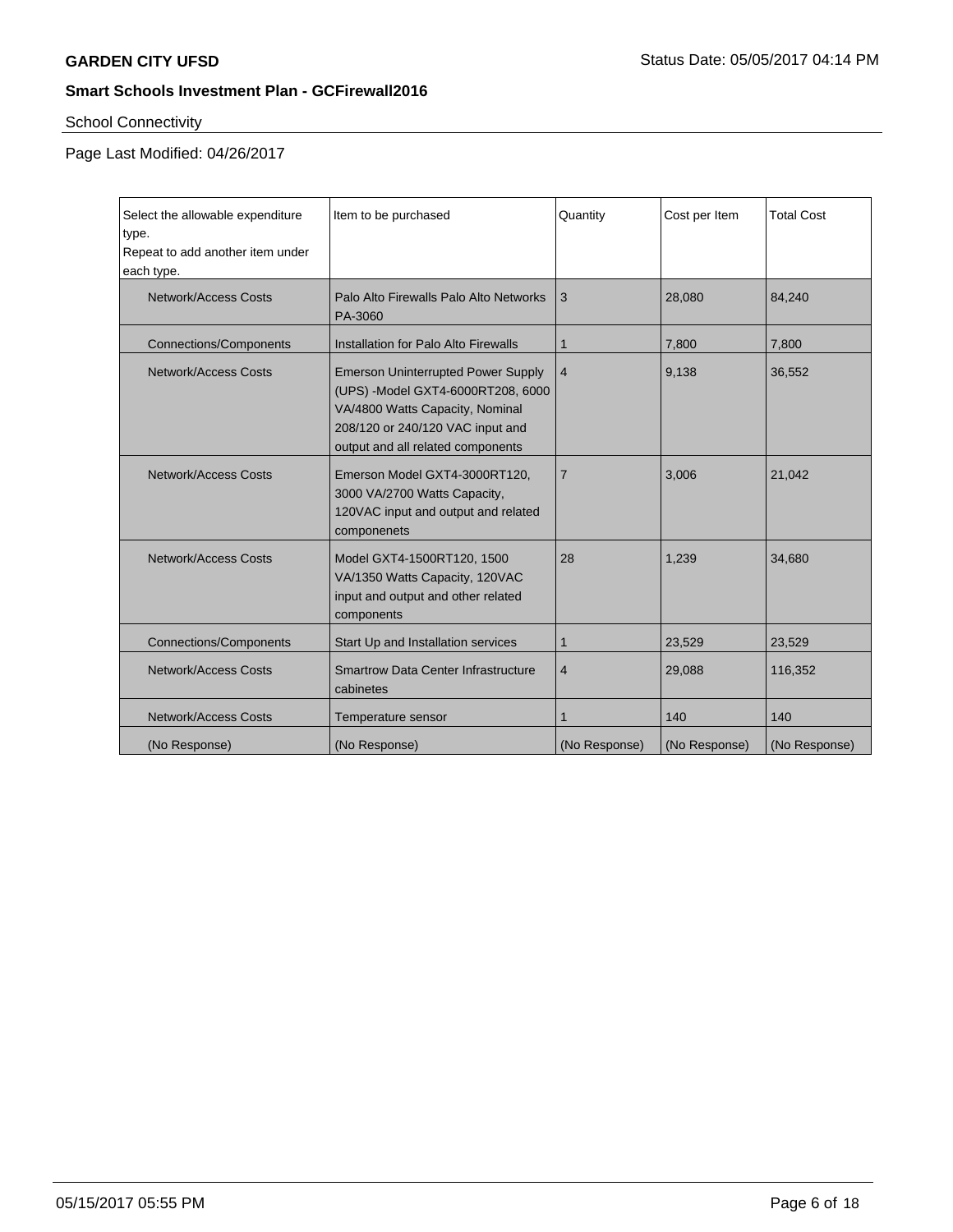**GARDEN CITY UFSD** Status Date: 05/05/2017 04:14 PM

**Smart Schools Investment Plan - GCFirewall2016**

School Connectivity

Page Last Modified: 04/26/2017

| Select the allowable expenditure type. Repeat to add another item under each type. | Item to be purchased | Quantity | Cost per Item | Total Cost |
|---|---|---|---|---|
| Network/Access Costs | Palo Alto Firewalls Palo Alto Networks PA-3060 | 3 | 28,080 | 84,240 |
| Connections/Components | Installation for Palo Alto Firewalls | 1 | 7,800 | 7,800 |
| Network/Access Costs | Emerson Uninterrupted Power Supply (UPS) -Model GXT4-6000RT208, 6000 VA/4800 Watts Capacity, Nominal 208/120 or 240/120 VAC input and output and all related components | 4 | 9,138 | 36,552 |
| Network/Access Costs | Emerson Model GXT4-3000RT120, 3000 VA/2700 Watts Capacity, 120VAC input and output and related componenets | 7 | 3,006 | 21,042 |
| Network/Access Costs | Model GXT4-1500RT120, 1500 VA/1350 Watts Capacity, 120VAC input and output and other related components | 28 | 1,239 | 34,680 |
| Connections/Components | Start Up and Installation services | 1 | 23,529 | 23,529 |
| Network/Access Costs | Smartrow Data Center Infrastructure cabinetes | 4 | 29,088 | 116,352 |
| Network/Access Costs | Temperature sensor | 1 | 140 | 140 |
| (No Response) | (No Response) | (No Response) | (No Response) | (No Response) |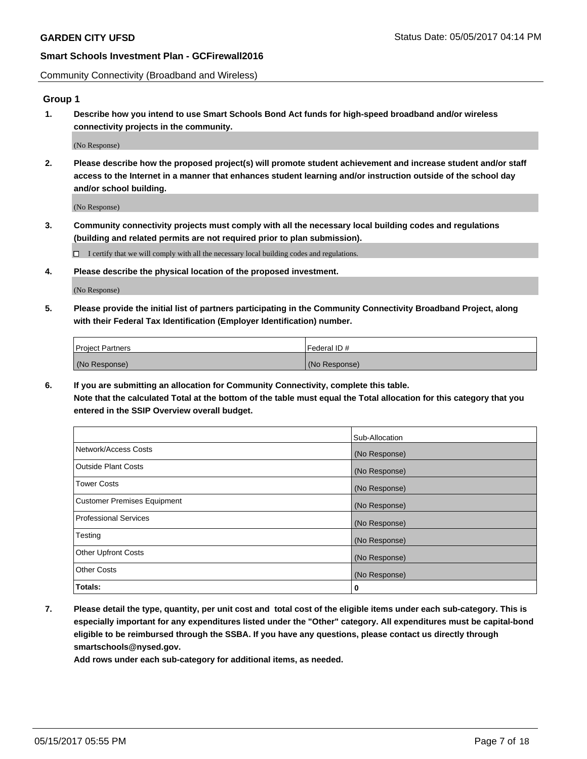Community Connectivity (Broadband and Wireless)

## Group 1

**1. Describe how you intend to use Smart Schools Bond Act funds for high-speed broadband and/or wireless connectivity projects in the community.**

(No Response)

**2. Please describe how the proposed project(s) will promote student achievement and increase student and/or staff access to the Internet in a manner that enhances student learning and/or instruction outside of the school day and/or school building.**

(No Response)

**3. Community connectivity projects must comply with all the necessary local building codes and regulations (building and related permits are not required prior to plan submission).**

☐ I certify that we will comply with all the necessary local building codes and regulations.

**4. Please describe the physical location of the proposed investment.**

(No Response)

**5. Please provide the initial list of partners participating in the Community Connectivity Broadband Project, along with their Federal Tax Identification (Employer Identification) number.**

| Project Partners | Federal ID # |
| --- | --- |
| (No Response) | (No Response) |

**6. If you are submitting an allocation for Community Connectivity, complete this table. Note that the calculated Total at the bottom of the table must equal the Total allocation for this category that you entered in the SSIP Overview overall budget.**

| | Sub-Allocation |
| --- | --- |
| Network/Access Costs | (No Response) |
| Outside Plant Costs | (No Response) |
| Tower Costs | (No Response) |
| Customer Premises Equipment | (No Response) |
| Professional Services | (No Response) |
| Testing | (No Response) |
| Other Upfront Costs | (No Response) |
| Other Costs | (No Response) |
| **Totals:** | **0** |

**7. Please detail the type, quantity, per unit cost and total cost of the eligible items under each sub-category. This is especially important for any expenditures listed under the "Other" category. All expenditures must be capital-bond eligible to be reimbursed through the SSBA. If you have any questions, please contact us directly through smartschools@nysed.gov.**

**Add rows under each sub-category for additional items, as needed.**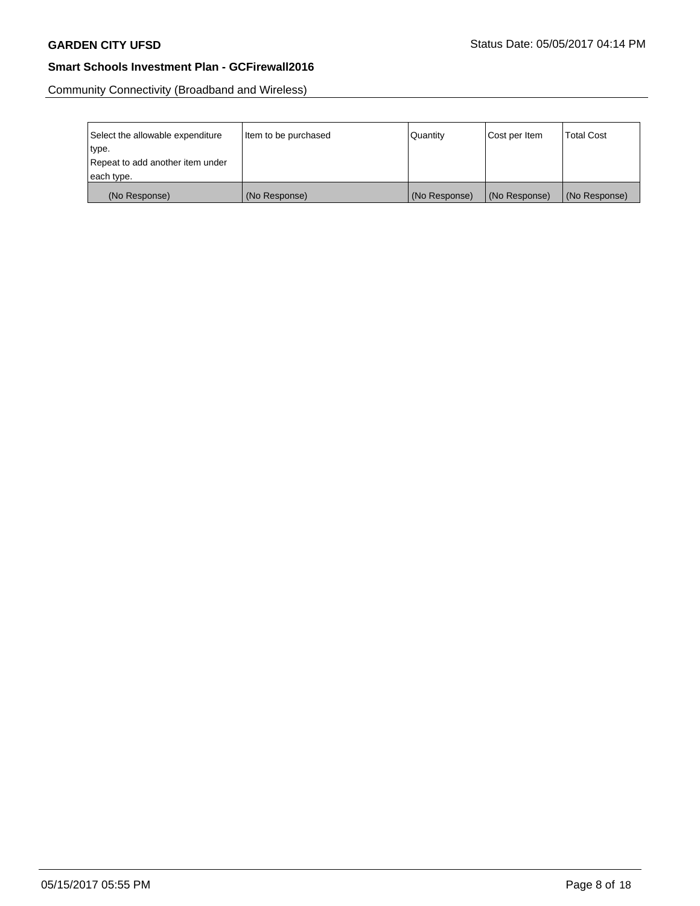Community Connectivity (Broadband and Wireless)

| Select the allowable expenditure type. Repeat to add another item under each type. | Item to be purchased | Quantity | Cost per Item | Total Cost |
|---|---|---|---|---|
| (No Response) | (No Response) | (No Response) | (No Response) | (No Response) |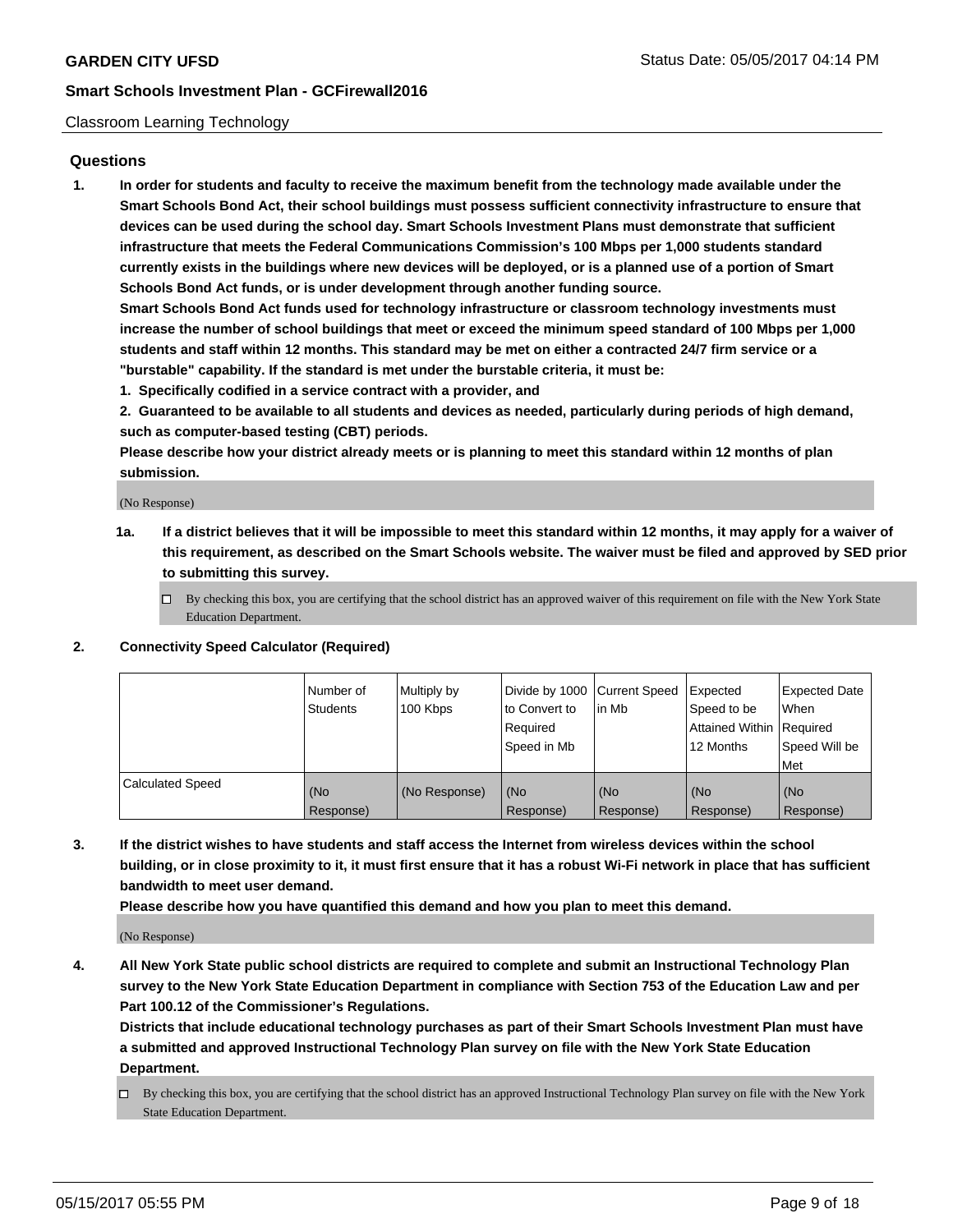## Classroom Learning Technology

### Questions

1. **In order for students and faculty to receive the maximum benefit from the technology made available under the Smart Schools Bond Act, their school buildings must possess sufficient connectivity infrastructure to ensure that devices can be used during the school day. Smart Schools Investment Plans must demonstrate that sufficient infrastructure that meets the Federal Communications Commission's 100 Mbps per 1,000 students standard currently exists in the buildings where new devices will be deployed, or is a planned use of a portion of Smart Schools Bond Act funds, or is under development through another funding source.**

   **Smart Schools Bond Act funds used for technology infrastructure or classroom technology investments must increase the number of school buildings that meet or exceed the minimum speed standard of 100 Mbps per 1,000 students and staff within 12 months. This standard may be met on either a contracted 24/7 firm service or a "burstable" capability. If the standard is met under the burstable criteria, it must be:**

   **1. Specifically codified in a service contract with a provider, and**

   **2. Guaranteed to be available to all students and devices as needed, particularly during periods of high demand, such as computer-based testing (CBT) periods.**

   **Please describe how your district already meets or is planning to meet this standard within 12 months of plan submission.**

   (No Response)

   1a. **If a district believes that it will be impossible to meet this standard within 12 months, it may apply for a waiver of this requirement, as described on the Smart Schools website. The waiver must be filed and approved by SED prior to submitting this survey.**

   ☐ By checking this box, you are certifying that the school district has an approved waiver of this requirement on file with the New York State Education Department.

2. **Connectivity Speed Calculator (Required)**

| | Number of Students | Multiply by 100 Kbps | Divide by 1000 to Convert to Required Speed in Mb | Current Speed in Mb | Expected Speed to be Attained Within 12 Months | Expected Date When Required Speed Will be Met |
|---|---|---|---|---|---|---|
| Calculated Speed | (No Response) | (No Response) | (No Response) | (No Response) | (No Response) | (No Response) |

3. **If the district wishes to have students and staff access the Internet from wireless devices within the school building, or in close proximity to it, it must first ensure that it has a robust Wi-Fi network in place that has sufficient bandwidth to meet user demand.**

   **Please describe how you have quantified this demand and how you plan to meet this demand.**

   (No Response)

4. **All New York State public school districts are required to complete and submit an Instructional Technology Plan survey to the New York State Education Department in compliance with Section 753 of the Education Law and per Part 100.12 of the Commissioner's Regulations.**

   **Districts that include educational technology purchases as part of their Smart Schools Investment Plan must have a submitted and approved Instructional Technology Plan survey on file with the New York State Education Department.**

   ☐ By checking this box, you are certifying that the school district has an approved Instructional Technology Plan survey on file with the New York State Education Department.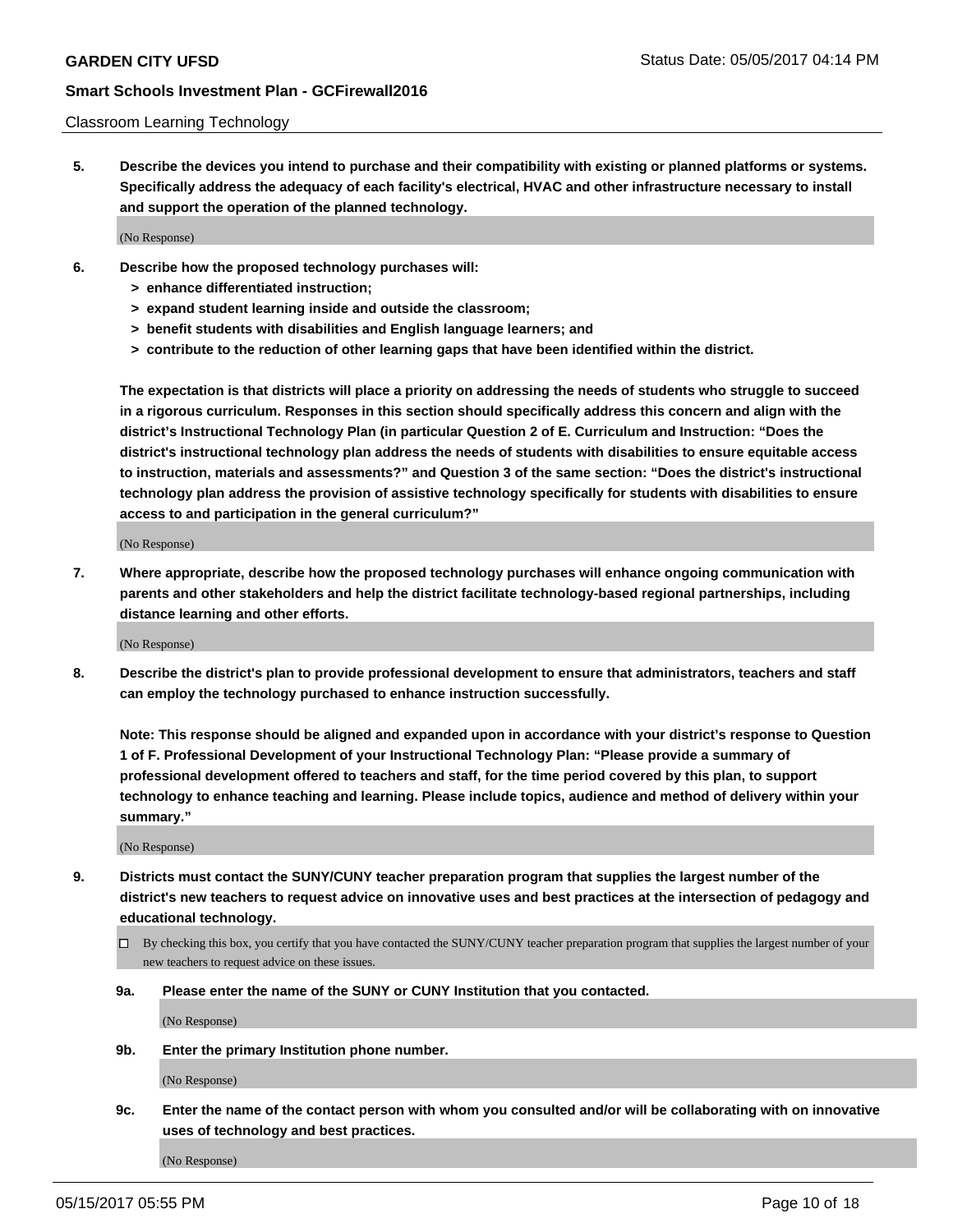Classroom Learning Technology

**5. Describe the devices you intend to purchase and their compatibility with existing or planned platforms or systems. Specifically address the adequacy of each facility's electrical, HVAC and other infrastructure necessary to install and support the operation of the planned technology.**

(No Response)

**6. Describe how the proposed technology purchases will:**

- **> enhance differentiated instruction;**
- **> expand student learning inside and outside the classroom;**
- **> benefit students with disabilities and English language learners; and**
- **> contribute to the reduction of other learning gaps that have been identified within the district.**

**The expectation is that districts will place a priority on addressing the needs of students who struggle to succeed in a rigorous curriculum. Responses in this section should specifically address this concern and align with the district's Instructional Technology Plan (in particular Question 2 of E. Curriculum and Instruction: "Does the district's instructional technology plan address the needs of students with disabilities to ensure equitable access to instruction, materials and assessments?" and Question 3 of the same section: "Does the district's instructional technology plan address the provision of assistive technology specifically for students with disabilities to ensure access to and participation in the general curriculum?"**

(No Response)

**7. Where appropriate, describe how the proposed technology purchases will enhance ongoing communication with parents and other stakeholders and help the district facilitate technology-based regional partnerships, including distance learning and other efforts.**

(No Response)

**8. Describe the district's plan to provide professional development to ensure that administrators, teachers and staff can employ the technology purchased to enhance instruction successfully.**

**Note: This response should be aligned and expanded upon in accordance with your district's response to Question 1 of F. Professional Development of your Instructional Technology Plan: "Please provide a summary of professional development offered to teachers and staff, for the time period covered by this plan, to support technology to enhance teaching and learning. Please include topics, audience and method of delivery within your summary."**

(No Response)

**9. Districts must contact the SUNY/CUNY teacher preparation program that supplies the largest number of the district's new teachers to request advice on innovative uses and best practices at the intersection of pedagogy and educational technology.**

☐ By checking this box, you certify that you have contacted the SUNY/CUNY teacher preparation program that supplies the largest number of your new teachers to request advice on these issues.

**9a. Please enter the name of the SUNY or CUNY Institution that you contacted.**

(No Response)

**9b. Enter the primary Institution phone number.**

(No Response)

**9c. Enter the name of the contact person with whom you consulted and/or will be collaborating with on innovative uses of technology and best practices.**

(No Response)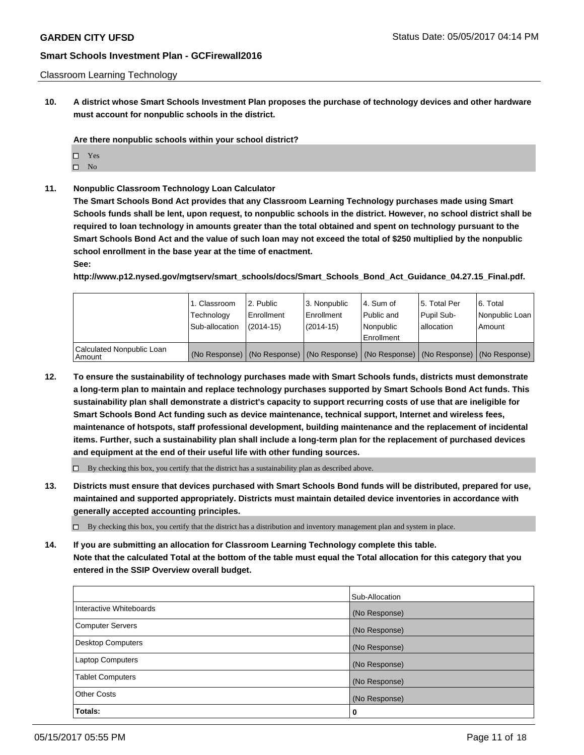Classroom Learning Technology

**10. A district whose Smart Schools Investment Plan proposes the purchase of technology devices and other hardware must account for nonpublic schools in the district.**

**Are there nonpublic schools within your school district?**

☐ Yes
☐ No

**11. Nonpublic Classroom Technology Loan Calculator**

**The Smart Schools Bond Act provides that any Classroom Learning Technology purchases made using Smart Schools funds shall be lent, upon request, to nonpublic schools in the district. However, no school district shall be required to loan technology in amounts greater than the total obtained and spent on technology pursuant to the Smart Schools Bond Act and the value of such loan may not exceed the total of $250 multiplied by the nonpublic school enrollment in the base year at the time of enactment.**

**See:**

**http://www.p12.nysed.gov/mgtserv/smart_schools/docs/Smart_Schools_Bond_Act_Guidance_04.27.15_Final.pdf.**

| | 1. Classroom Technology Sub-allocation | 2. Public Enrollment (2014-15) | 3. Nonpublic Enrollment (2014-15) | 4. Sum of Public and Nonpublic Enrollment | 5. Total Per Pupil Sub-allocation | 6. Total Nonpublic Loan Amount |
|---|---|---|---|---|---|---|
| Calculated Nonpublic Loan Amount | (No Response) | (No Response) | (No Response) | (No Response) | (No Response) | (No Response) |

**12. To ensure the sustainability of technology purchases made with Smart Schools funds, districts must demonstrate a long-term plan to maintain and replace technology purchases supported by Smart Schools Bond Act funds. This sustainability plan shall demonstrate a district's capacity to support recurring costs of use that are ineligible for Smart Schools Bond Act funding such as device maintenance, technical support, Internet and wireless fees, maintenance of hotspots, staff professional development, building maintenance and the replacement of incidental items. Further, such a sustainability plan shall include a long-term plan for the replacement of purchased devices and equipment at the end of their useful life with other funding sources.**

☐ By checking this box, you certify that the district has a sustainability plan as described above.

**13. Districts must ensure that devices purchased with Smart Schools Bond funds will be distributed, prepared for use, maintained and supported appropriately. Districts must maintain detailed device inventories in accordance with generally accepted accounting principles.**

☐ By checking this box, you certify that the district has a distribution and inventory management plan and system in place.

**14. If you are submitting an allocation for Classroom Learning Technology complete this table. Note that the calculated Total at the bottom of the table must equal the Total allocation for this category that you entered in the SSIP Overview overall budget.**

| | Sub-Allocation |
|---|---|
| Interactive Whiteboards | (No Response) |
| Computer Servers | (No Response) |
| Desktop Computers | (No Response) |
| Laptop Computers | (No Response) |
| Tablet Computers | (No Response) |
| Other Costs | (No Response) |
| **Totals:** | **0** |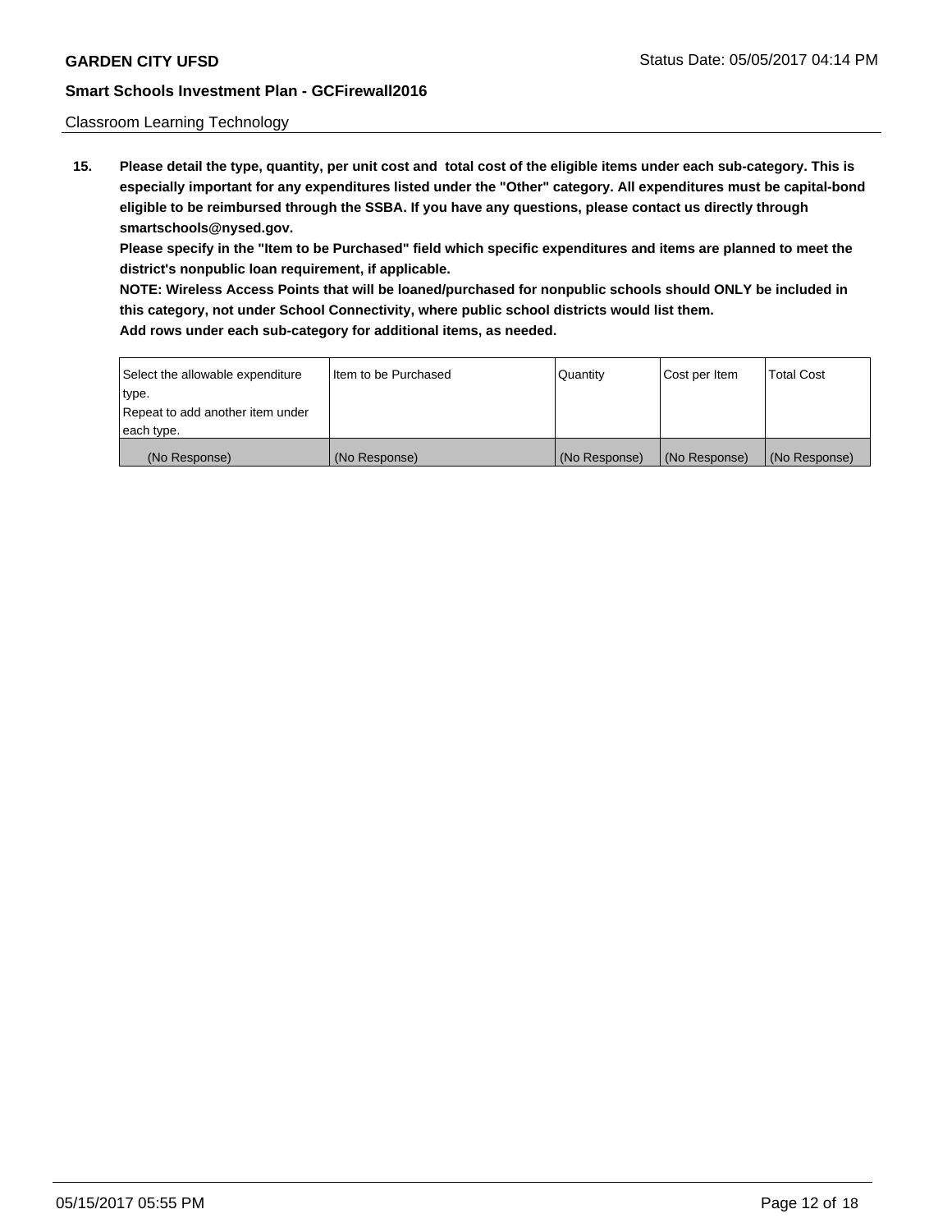Classroom Learning Technology

**15. Please detail the type, quantity, per unit cost and total cost of the eligible items under each sub-category. This is especially important for any expenditures listed under the "Other" category. All expenditures must be capital-bond eligible to be reimbursed through the SSBA. If you have any questions, please contact us directly through smartschools@nysed.gov.**

**Please specify in the "Item to be Purchased" field which specific expenditures and items are planned to meet the district's nonpublic loan requirement, if applicable.**

**NOTE: Wireless Access Points that will be loaned/purchased for nonpublic schools should ONLY be included in this category, not under School Connectivity, where public school districts would list them.**

**Add rows under each sub-category for additional items, as needed.**

| Select the allowable expenditure type. Repeat to add another item under each type. | Item to be Purchased | Quantity | Cost per Item | Total Cost |
|---|---|---|---|---|
| (No Response) | (No Response) | (No Response) | (No Response) | (No Response) |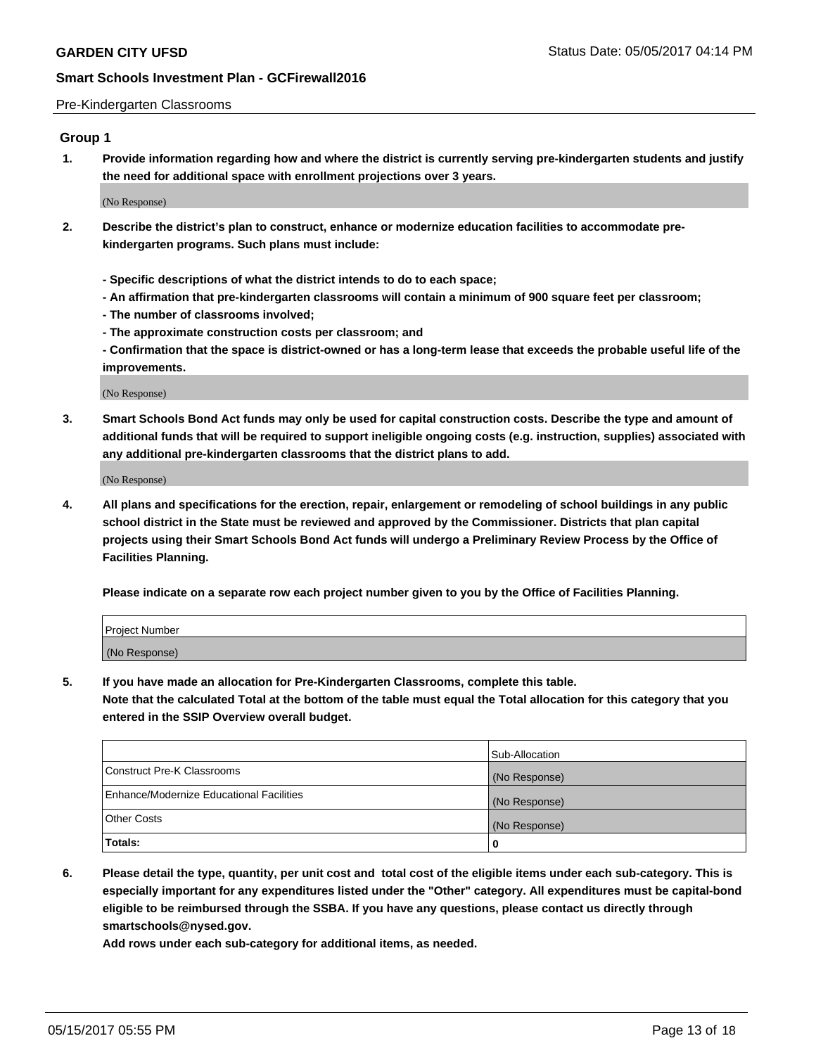Pre-Kindergarten Classrooms

### Group 1

**1. Provide information regarding how and where the district is currently serving pre-kindergarten students and justify the need for additional space with enrollment projections over 3 years.**

(No Response)

**2. Describe the district's plan to construct, enhance or modernize education facilities to accommodate pre-kindergarten programs. Such plans must include:**

**- Specific descriptions of what the district intends to do to each space;**
**- An affirmation that pre-kindergarten classrooms will contain a minimum of 900 square feet per classroom;**
**- The number of classrooms involved;**
**- The approximate construction costs per classroom; and**
**- Confirmation that the space is district-owned or has a long-term lease that exceeds the probable useful life of the improvements.**

(No Response)

**3. Smart Schools Bond Act funds may only be used for capital construction costs. Describe the type and amount of additional funds that will be required to support ineligible ongoing costs (e.g. instruction, supplies) associated with any additional pre-kindergarten classrooms that the district plans to add.**

(No Response)

**4. All plans and specifications for the erection, repair, enlargement or remodeling of school buildings in any public school district in the State must be reviewed and approved by the Commissioner. Districts that plan capital projects using their Smart Schools Bond Act funds will undergo a Preliminary Review Process by the Office of Facilities Planning.**

**Please indicate on a separate row each project number given to you by the Office of Facilities Planning.**

| Project Number |
| --- |
| (No Response) |

**5. If you have made an allocation for Pre-Kindergarten Classrooms, complete this table. Note that the calculated Total at the bottom of the table must equal the Total allocation for this category that you entered in the SSIP Overview overall budget.**

| | Sub-Allocation |
| --- | --- |
| Construct Pre-K Classrooms | (No Response) |
| Enhance/Modernize Educational Facilities | (No Response) |
| Other Costs | (No Response) |
| **Totals:** | **0** |

**6. Please detail the type, quantity, per unit cost and total cost of the eligible items under each sub-category. This is especially important for any expenditures listed under the "Other" category. All expenditures must be capital-bond eligible to be reimbursed through the SSBA. If you have any questions, please contact us directly through smartschools@nysed.gov.**
**Add rows under each sub-category for additional items, as needed.**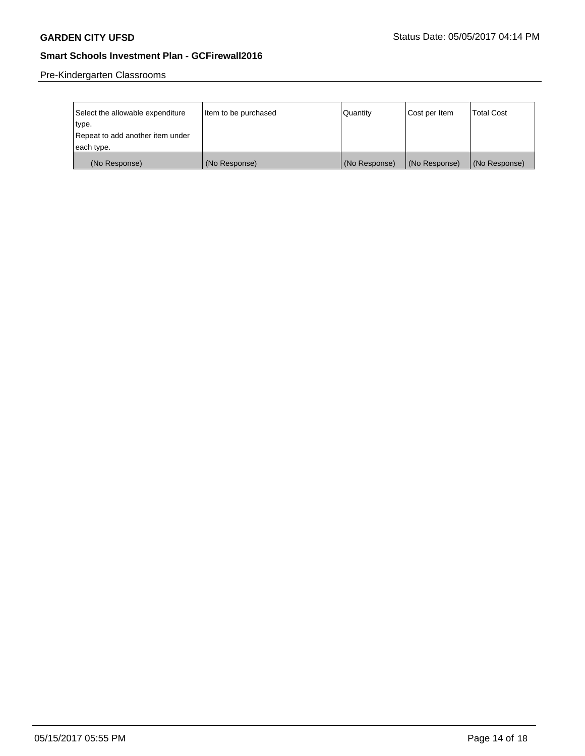Pre-Kindergarten Classrooms

| Select the allowable expenditure type.<br>Repeat to add another item under each type. | Item to be purchased | Quantity | Cost per Item | Total Cost |
| --- | --- | --- | --- | --- |
| (No Response) | (No Response) | (No Response) | (No Response) | (No Response) |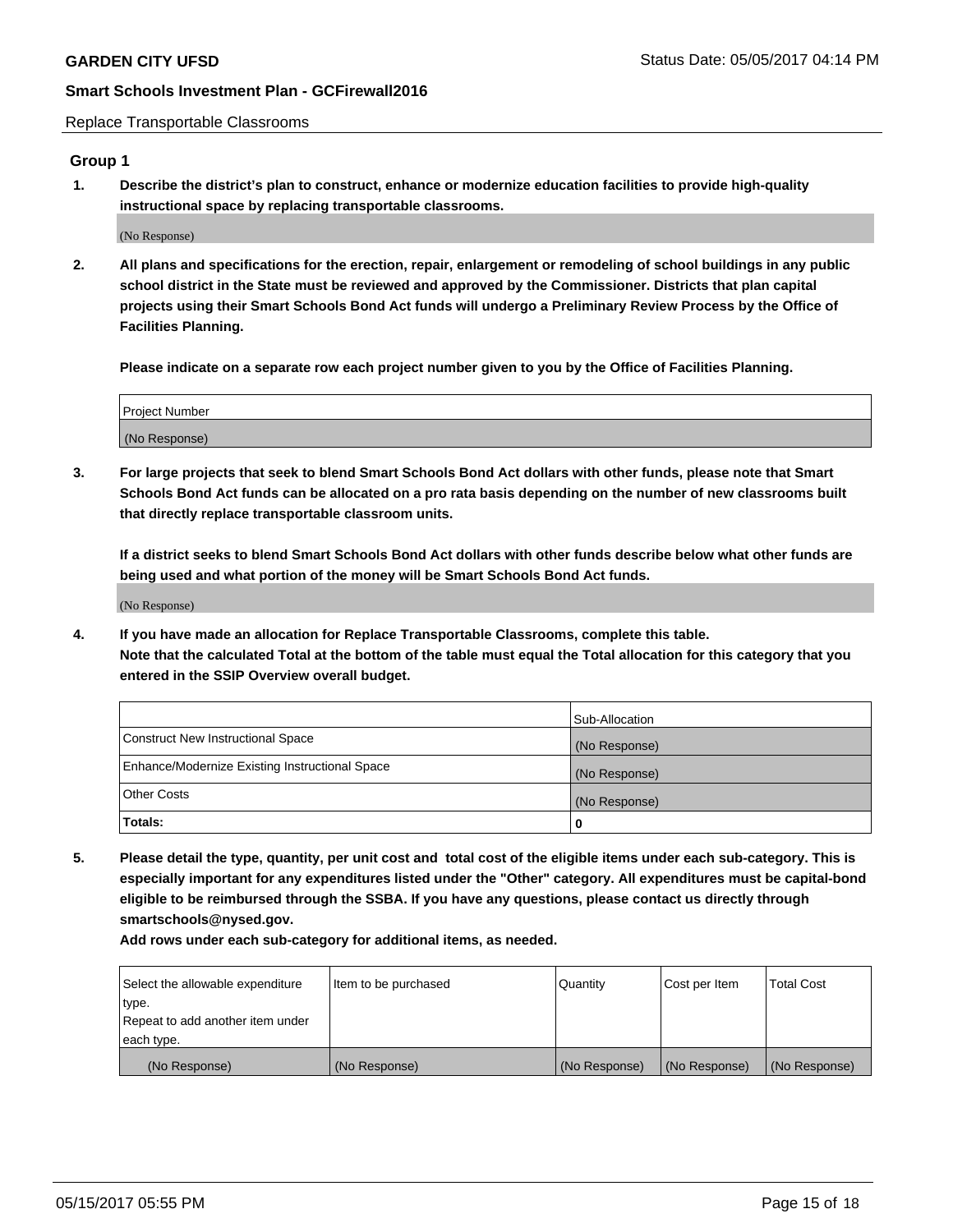Replace Transportable Classrooms

## Group 1

**1. Describe the district's plan to construct, enhance or modernize education facilities to provide high-quality instructional space by replacing transportable classrooms.**

(No Response)

**2. All plans and specifications for the erection, repair, enlargement or remodeling of school buildings in any public school district in the State must be reviewed and approved by the Commissioner. Districts that plan capital projects using their Smart Schools Bond Act funds will undergo a Preliminary Review Process by the Office of Facilities Planning.**

**Please indicate on a separate row each project number given to you by the Office of Facilities Planning.**

| Project Number |
| --- |
| (No Response) |

**3. For large projects that seek to blend Smart Schools Bond Act dollars with other funds, please note that Smart Schools Bond Act funds can be allocated on a pro rata basis depending on the number of new classrooms built that directly replace transportable classroom units.**

**If a district seeks to blend Smart Schools Bond Act dollars with other funds describe below what other funds are being used and what portion of the money will be Smart Schools Bond Act funds.**

(No Response)

**4. If you have made an allocation for Replace Transportable Classrooms, complete this table. Note that the calculated Total at the bottom of the table must equal the Total allocation for this category that you entered in the SSIP Overview overall budget.**

| | Sub-Allocation |
| --- | --- |
| Construct New Instructional Space | (No Response) |
| Enhance/Modernize Existing Instructional Space | (No Response) |
| Other Costs | (No Response) |
| **Totals:** | **0** |

**5. Please detail the type, quantity, per unit cost and total cost of the eligible items under each sub-category. This is especially important for any expenditures listed under the "Other" category. All expenditures must be capital-bond eligible to be reimbursed through the SSBA. If you have any questions, please contact us directly through smartschools@nysed.gov.**

**Add rows under each sub-category for additional items, as needed.**

| Select the allowable expenditure type. Repeat to add another item under each type. | Item to be purchased | Quantity | Cost per Item | Total Cost |
| --- | --- | --- | --- | --- |
| (No Response) | (No Response) | (No Response) | (No Response) | (No Response) |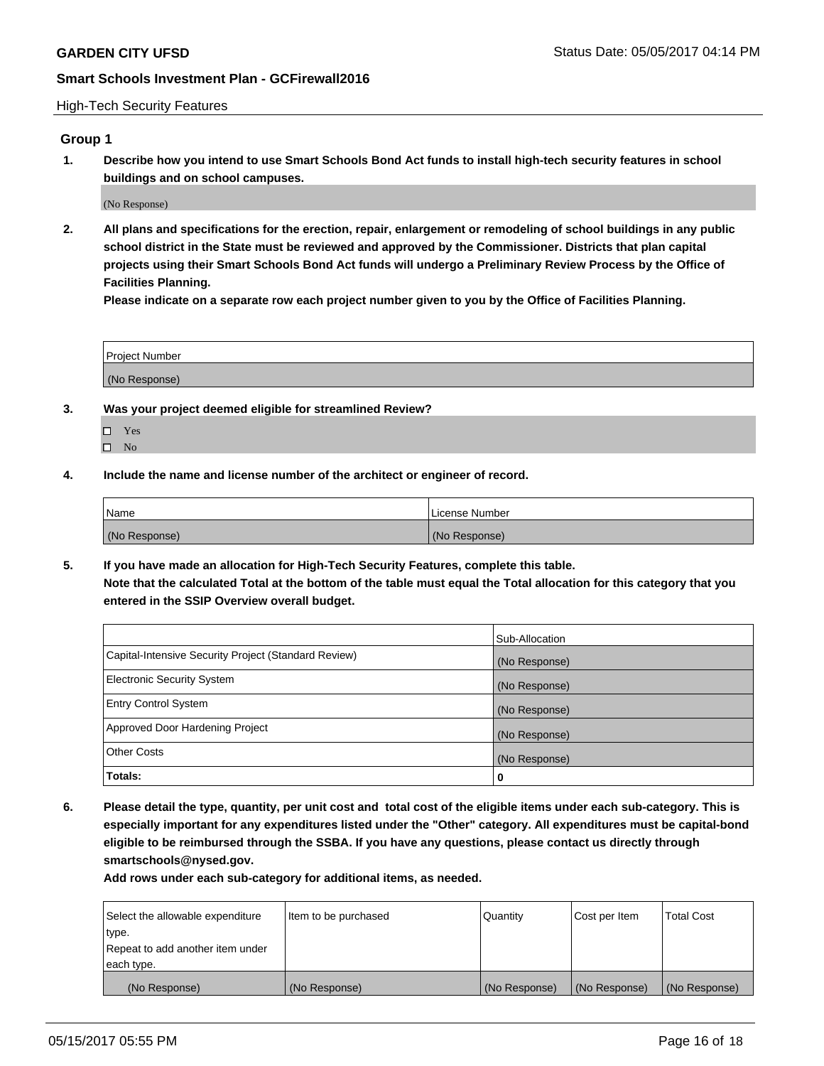High-Tech Security Features

## Group 1

**1. Describe how you intend to use Smart Schools Bond Act funds to install high-tech security features in school buildings and on school campuses.**

(No Response)

**2. All plans and specifications for the erection, repair, enlargement or remodeling of school buildings in any public school district in the State must be reviewed and approved by the Commissioner. Districts that plan capital projects using their Smart Schools Bond Act funds will undergo a Preliminary Review Process by the Office of Facilities Planning.**

**Please indicate on a separate row each project number given to you by the Office of Facilities Planning.**

| Project Number |
|---|
| (No Response) |

**3. Was your project deemed eligible for streamlined Review?**

- ☐ Yes
- ☐ No

**4. Include the name and license number of the architect or engineer of record.**

| Name | License Number |
|---|---|
| (No Response) | (No Response) |

**5. If you have made an allocation for High-Tech Security Features, complete this table.**
**Note that the calculated Total at the bottom of the table must equal the Total allocation for this category that you entered in the SSIP Overview overall budget.**

| | Sub-Allocation |
|---|---|
| Capital-Intensive Security Project (Standard Review) | (No Response) |
| Electronic Security System | (No Response) |
| Entry Control System | (No Response) |
| Approved Door Hardening Project | (No Response) |
| Other Costs | (No Response) |
| **Totals:** | **0** |

**6. Please detail the type, quantity, per unit cost and total cost of the eligible items under each sub-category. This is especially important for any expenditures listed under the "Other" category. All expenditures must be capital-bond eligible to be reimbursed through the SSBA. If you have any questions, please contact us directly through smartschools@nysed.gov.**

**Add rows under each sub-category for additional items, as needed.**

| Select the allowable expenditure type. Repeat to add another item under each type. | Item to be purchased | Quantity | Cost per Item | Total Cost |
|---|---|---|---|---|
| (No Response) | (No Response) | (No Response) | (No Response) | (No Response) |